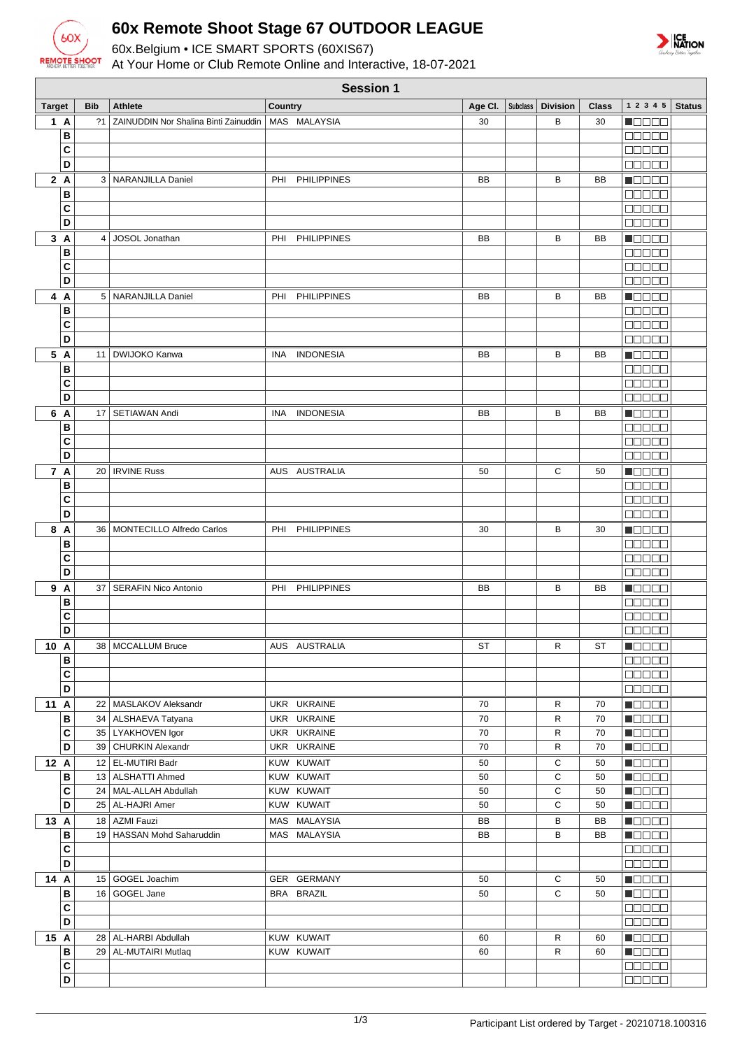# 60x Remote Shoot Stage 67 OUTDOOR LEAGUE

60x.Belgium • ICE SMART SPORTS (60XIS67)

At Your Home or Club Remote Online and Interactive, 18-07-2021

## Session 1

| Target | | Bib | Athlete | Country | Age Cl. | Subclass | Division | Class | 1 2 3 4 5 | Status |
|---|---|---|---|---|---|---|---|---|---|---|
| 1 | A | ?1 | ZAINUDDIN Nor Shalina Binti Zainuddin | MAS MALAYSIA | 30 | | B | 30 | ■□□□□ | |
| | B | | | | | | | | □□□□□ | |
| | C | | | | | | | | □□□□□ | |
| | D | | | | | | | | □□□□□ | |
| 2 | A | 3 | NARANJILLA Daniel | PHI PHILIPPINES | BB | | B | BB | ■□□□□ | |
| | B | | | | | | | | □□□□□ | |
| | C | | | | | | | | □□□□□ | |
| | D | | | | | | | | □□□□□ | |
| 3 | A | 4 | JOSOL Jonathan | PHI PHILIPPINES | BB | | B | BB | ■□□□□ | |
| | B | | | | | | | | □□□□□ | |
| | C | | | | | | | | □□□□□ | |
| | D | | | | | | | | □□□□□ | |
| 4 | A | 5 | NARANJILLA Daniel | PHI PHILIPPINES | BB | | B | BB | ■□□□□ | |
| | B | | | | | | | | □□□□□ | |
| | C | | | | | | | | □□□□□ | |
| | D | | | | | | | | □□□□□ | |
| 5 | A | 11 | DWIJOKO Kanwa | INA INDONESIA | BB | | B | BB | ■□□□□ | |
| | B | | | | | | | | □□□□□ | |
| | C | | | | | | | | □□□□□ | |
| | D | | | | | | | | □□□□□ | |
| 6 | A | 17 | SETIAWAN Andi | INA INDONESIA | BB | | B | BB | ■□□□□ | |
| | B | | | | | | | | □□□□□ | |
| | C | | | | | | | | □□□□□ | |
| | D | | | | | | | | □□□□□ | |
| 7 | A | 20 | IRVINE Russ | AUS AUSTRALIA | 50 | | C | 50 | ■□□□□ | |
| | B | | | | | | | | □□□□□ | |
| | C | | | | | | | | □□□□□ | |
| | D | | | | | | | | □□□□□ | |
| 8 | A | 36 | MONTECILLO Alfredo Carlos | PHI PHILIPPINES | 30 | | B | 30 | ■□□□□ | |
| | B | | | | | | | | □□□□□ | |
| | C | | | | | | | | □□□□□ | |
| | D | | | | | | | | □□□□□ | |
| 9 | A | 37 | SERAFIN Nico Antonio | PHI PHILIPPINES | BB | | B | BB | ■□□□□ | |
| | B | | | | | | | | □□□□□ | |
| | C | | | | | | | | □□□□□ | |
| | D | | | | | | | | □□□□□ | |
| 10 | A | 38 | MCCALLUM Bruce | AUS AUSTRALIA | ST | | R | ST | ■□□□□ | |
| | B | | | | | | | | □□□□□ | |
| | C | | | | | | | | □□□□□ | |
| | D | | | | | | | | □□□□□ | |
| 11 | A | 22 | MASLAKOV Aleksandr | UKR UKRAINE | 70 | | R | 70 | ■□□□□ | |
| | B | 34 | ALSHAEVA Tatyana | UKR UKRAINE | 70 | | R | 70 | ■□□□□ | |
| | C | 35 | LYAKHOVEN Igor | UKR UKRAINE | 70 | | R | 70 | ■□□□□ | |
| | D | 39 | CHURKIN Alexandr | UKR UKRAINE | 70 | | R | 70 | ■□□□□ | |
| 12 | A | 12 | EL-MUTIRI Badr | KUW KUWAIT | 50 | | C | 50 | ■□□□□ | |
| | B | 13 | ALSHATTI Ahmed | KUW KUWAIT | 50 | | C | 50 | ■□□□□ | |
| | C | 24 | MAL-ALLAH Abdullah | KUW KUWAIT | 50 | | C | 50 | ■□□□□ | |
| | D | 25 | AL-HAJRI Amer | KUW KUWAIT | 50 | | C | 50 | ■□□□□ | |
| 13 | A | 18 | AZMI Fauzi | MAS MALAYSIA | BB | | B | BB | ■□□□□ | |
| | B | 19 | HASSAN Mohd Saharuddin | MAS MALAYSIA | BB | | B | BB | ■□□□□ | |
| | C | | | | | | | | □□□□□ | |
| | D | | | | | | | | □□□□□ | |
| 14 | A | 15 | GOGEL Joachim | GER GERMANY | 50 | | C | 50 | ■□□□□ | |
| | B | 16 | GOGEL Jane | BRA BRAZIL | 50 | | C | 50 | ■□□□□ | |
| | C | | | | | | | | □□□□□ | |
| | D | | | | | | | | □□□□□ | |
| 15 | A | 28 | AL-HARBI Abdullah | KUW KUWAIT | 60 | | R | 60 | ■□□□□ | |
| | B | 29 | AL-MUTAIRI Mutlaq | KUW KUWAIT | 60 | | R | 60 | ■□□□□ | |
| | C | | | | | | | | □□□□□ | |
| | D | | | | | | | | □□□□□ | |

Participant List ordered by Target - 20210718.100316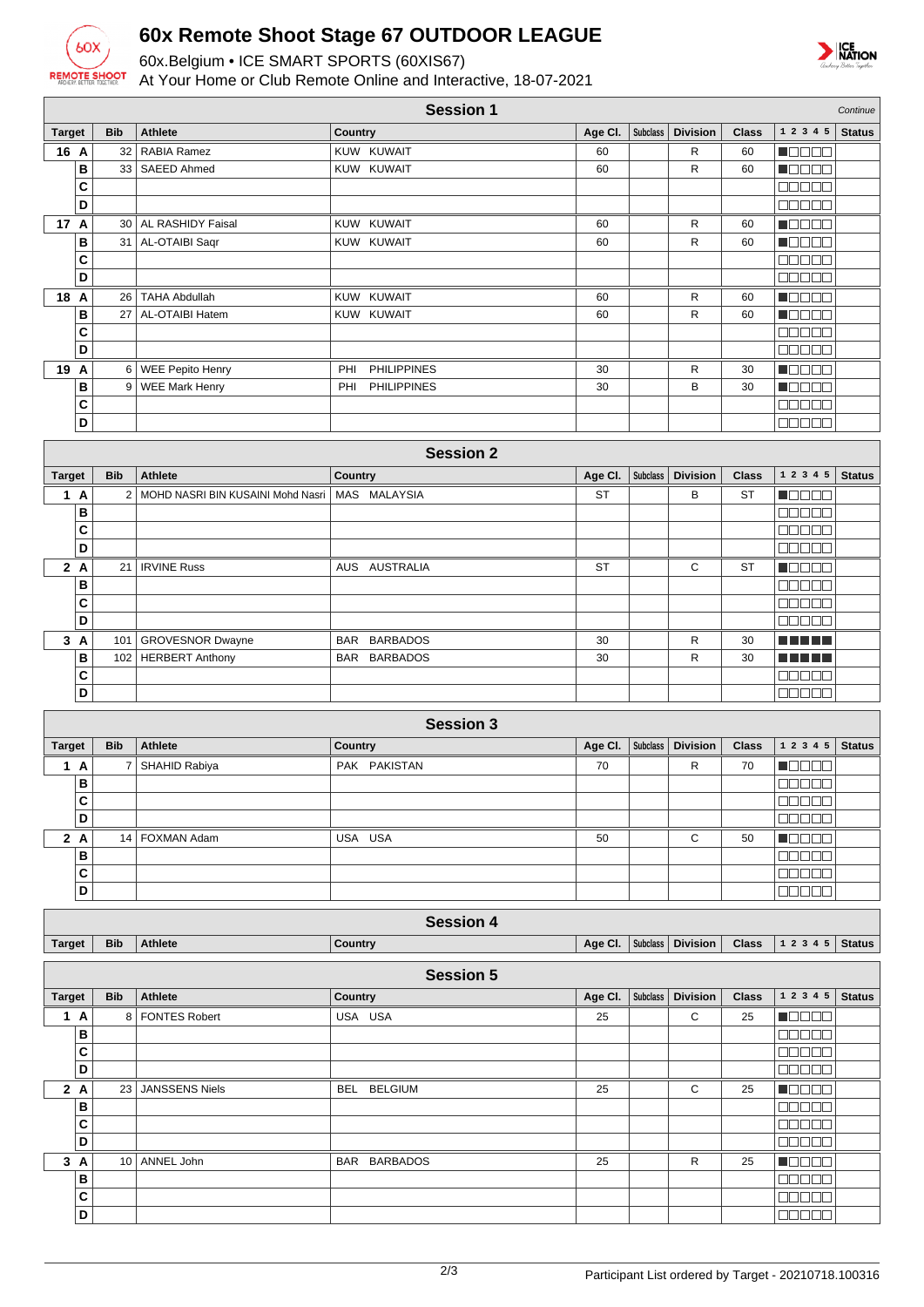# 60x Remote Shoot Stage 67 OUTDOOR LEAGUE

60x.Belgium • ICE SMART SPORTS (60XIS67)

At Your Home or Club Remote Online and Interactive, 18-07-2021

## Session 1

*Continue*

| Target | Bib | Athlete | Country | Age Cl. | Subclass | Division | Class | 1 2 3 4 5 | Status |
|---|---|---|---|---|---|---|---|---|---|
| 16 A | 32 | RABIA Ramez | KUW KUWAIT | 60 | | R | 60 | ■□□□□ | |
| B | 33 | SAEED Ahmed | KUW KUWAIT | 60 | | R | 60 | ■□□□□ | |
| C | | | | | | | | □□□□□ | |
| D | | | | | | | | □□□□□ | |
| 17 A | 30 | AL RASHIDY Faisal | KUW KUWAIT | 60 | | R | 60 | ■□□□□ | |
| B | 31 | AL-OTAIBI Saqr | KUW KUWAIT | 60 | | R | 60 | ■□□□□ | |
| C | | | | | | | | □□□□□ | |
| D | | | | | | | | □□□□□ | |
| 18 A | 26 | TAHA Abdullah | KUW KUWAIT | 60 | | R | 60 | ■□□□□ | |
| B | 27 | AL-OTAIBI Hatem | KUW KUWAIT | 60 | | R | 60 | ■□□□□ | |
| C | | | | | | | | □□□□□ | |
| D | | | | | | | | □□□□□ | |
| 19 A | 6 | WEE Pepito Henry | PHI PHILIPPINES | 30 | | R | 30 | ■□□□□ | |
| B | 9 | WEE Mark Henry | PHI PHILIPPINES | 30 | | B | 30 | ■□□□□ | |
| C | | | | | | | | □□□□□ | |
| D | | | | | | | | □□□□□ | |

## Session 2

| Target | Bib | Athlete | Country | Age Cl. | Subclass | Division | Class | 1 2 3 4 5 | Status |
|---|---|---|---|---|---|---|---|---|---|
| 1 A | 2 | MOHD NASRI BIN KUSAINI Mohd Nasri | MAS MALAYSIA | ST | | B | ST | ■□□□□ | |
| B | | | | | | | | □□□□□ | |
| C | | | | | | | | □□□□□ | |
| D | | | | | | | | □□□□□ | |
| 2 A | 21 | IRVINE Russ | AUS AUSTRALIA | ST | | C | ST | ■□□□□ | |
| B | | | | | | | | □□□□□ | |
| C | | | | | | | | □□□□□ | |
| D | | | | | | | | □□□□□ | |
| 3 A | 101 | GROVESNOR Dwayne | BAR BARBADOS | 30 | | R | 30 | ■■■■■ | |
| B | 102 | HERBERT Anthony | BAR BARBADOS | 30 | | R | 30 | ■■■■■ | |
| C | | | | | | | | □□□□□ | |
| D | | | | | | | | □□□□□ | |

## Session 3

| Target | Bib | Athlete | Country | Age Cl. | Subclass | Division | Class | 1 2 3 4 5 | Status |
|---|---|---|---|---|---|---|---|---|---|
| 1 A | 7 | SHAHID Rabiya | PAK PAKISTAN | 70 | | R | 70 | ■□□□□ | |
| B | | | | | | | | □□□□□ | |
| C | | | | | | | | □□□□□ | |
| D | | | | | | | | □□□□□ | |
| 2 A | 14 | FOXMAN Adam | USA USA | 50 | | C | 50 | ■□□□□ | |
| B | | | | | | | | □□□□□ | |
| C | | | | | | | | □□□□□ | |
| D | | | | | | | | □□□□□ | |

## Session 4

| Target | Bib | Athlete | Country | Age Cl. | Subclass | Division | Class | 1 2 3 4 5 | Status |
|---|---|---|---|---|---|---|---|---|---|

## Session 5

| Target | Bib | Athlete | Country | Age Cl. | Subclass | Division | Class | 1 2 3 4 5 | Status |
|---|---|---|---|---|---|---|---|---|---|
| 1 A | 8 | FONTES Robert | USA USA | 25 | | C | 25 | ■□□□□ | |
| B | | | | | | | | □□□□□ | |
| C | | | | | | | | □□□□□ | |
| D | | | | | | | | □□□□□ | |
| 2 A | 23 | JANSSENS Niels | BEL BELGIUM | 25 | | C | 25 | ■□□□□ | |
| B | | | | | | | | □□□□□ | |
| C | | | | | | | | □□□□□ | |
| D | | | | | | | | □□□□□ | |
| 3 A | 10 | ANNEL John | BAR BARBADOS | 25 | | R | 25 | ■□□□□ | |
| B | | | | | | | | □□□□□ | |
| C | | | | | | | | □□□□□ | |
| D | | | | | | | | □□□□□ | |

Participant List ordered by Target - 20210718.100316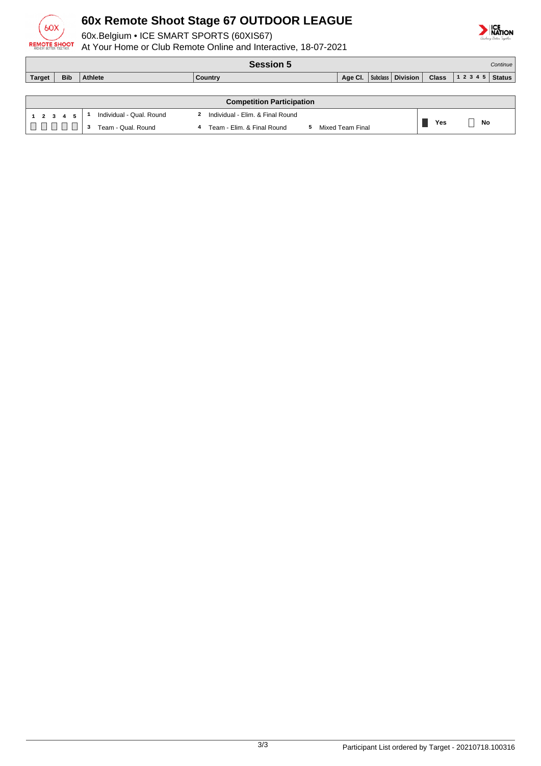# 60x Remote Shoot Stage 67 OUTDOOR LEAGUE

60x.Belgium • ICE SMART SPORTS (60XIS67)

At Your Home or Club Remote Online and Interactive, 18-07-2021

| Session 5 | | | | | | | | | Continue |
|---|---|---|---|---|---|---|---|---|---|
| Target | Bib | Athlete | Country | Age Cl. | Subclass | Division | Class | 1 2 3 4 5 | Status |

| Competition Participation | | | | |
|---|---|---|---|---|
| 1 2 3 4 5 | 1 Individual - Qual. Round | 2 Individual - Elim. & Final Round | | Yes / No |
| | 3 Team - Qual. Round | 4 Team - Elim. & Final Round | 5 Mixed Team Final | |

Participant List ordered by Target - 20210718.100316